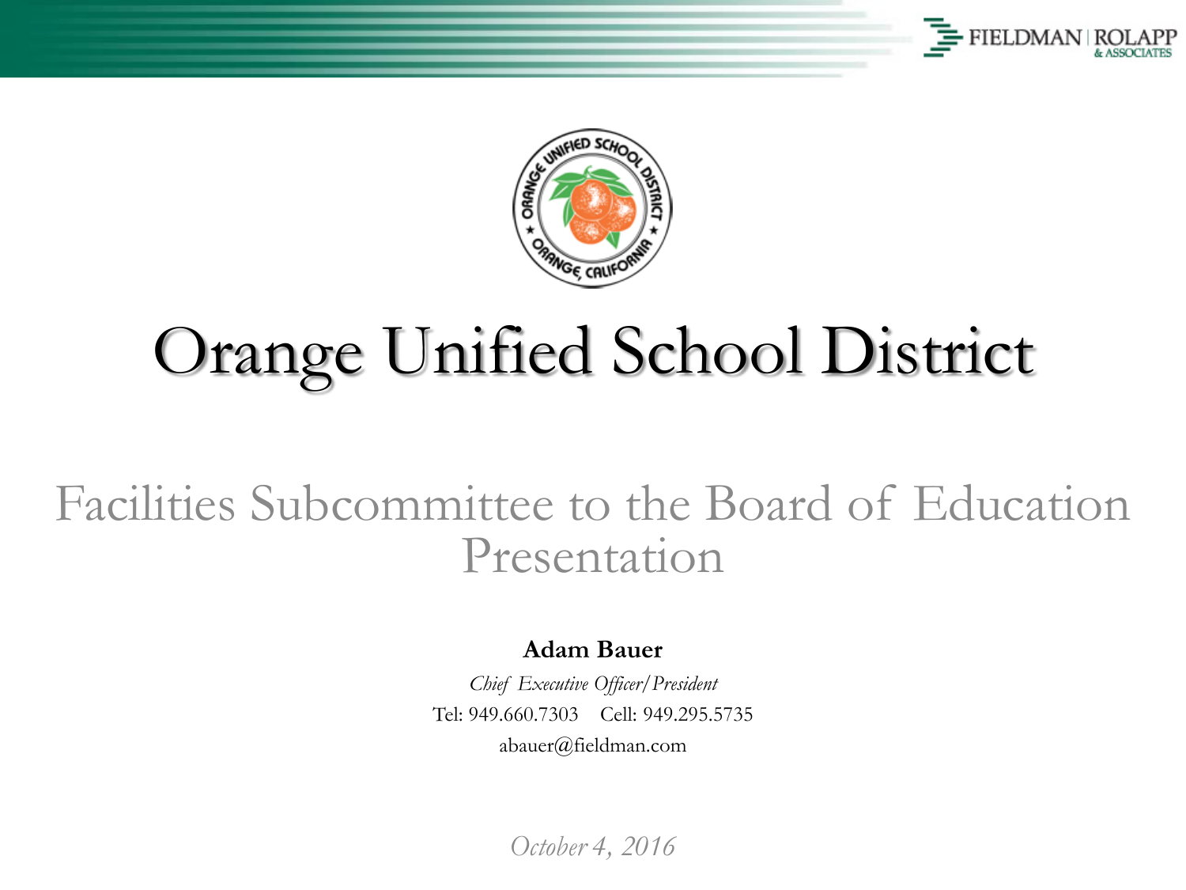# Orange Unified School District

## Facilities Subcommittee to the Board of Education Presentation

**Adam Bauer**

*Chief Executive Officer/President*

Tel: 949.660.7303 Cell: 949.295.5735

abauer@fieldman.com

*October 4, 2016*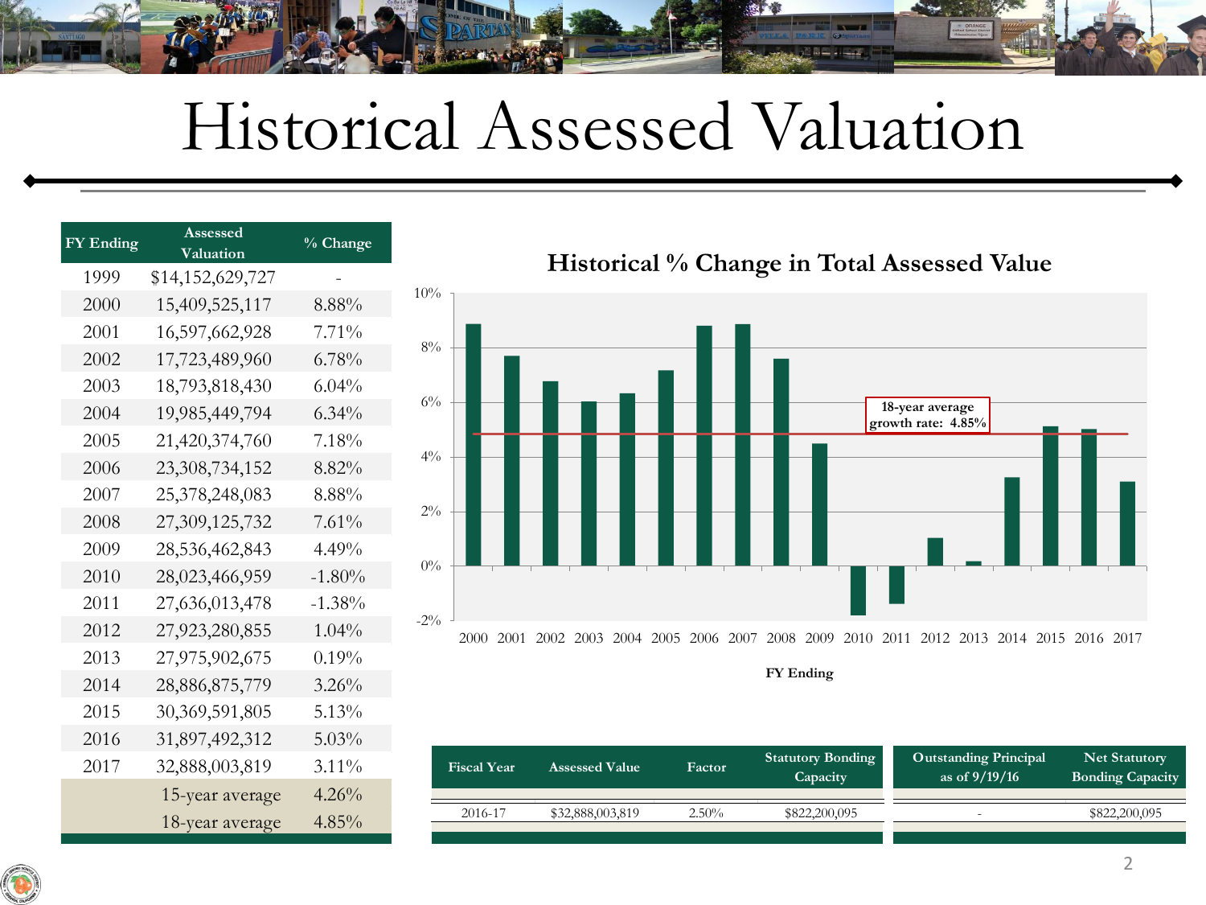# Historical Assessed Valuation

| FY Ending | Assessed Valuation | % Change |
|---|---|---|
| 1999 | $14,152,629,727 | - |
| 2000 | 15,409,525,117 | 8.88% |
| 2001 | 16,597,662,928 | 7.71% |
| 2002 | 17,723,489,960 | 6.78% |
| 2003 | 18,793,818,430 | 6.04% |
| 2004 | 19,985,449,794 | 6.34% |
| 2005 | 21,420,374,760 | 7.18% |
| 2006 | 23,308,734,152 | 8.82% |
| 2007 | 25,378,248,083 | 8.88% |
| 2008 | 27,309,125,732 | 7.61% |
| 2009 | 28,536,462,843 | 4.49% |
| 2010 | 28,023,466,959 | -1.80% |
| 2011 | 27,636,013,478 | -1.38% |
| 2012 | 27,923,280,855 | 1.04% |
| 2013 | 27,975,902,675 | 0.19% |
| 2014 | 28,886,875,779 | 3.26% |
| 2015 | 30,369,591,805 | 5.13% |
| 2016 | 31,897,492,312 | 5.03% |
| 2017 | 32,888,003,819 | 3.11% |
| | 15-year average | 4.26% |
| | 18-year average | 4.85% |

## Historical % Change in Total Assessed Value

18-year average growth rate: 4.85%

FY Ending

| Fiscal Year | Assessed Value | Factor | Statutory Bonding Capacity | Outstanding Principal as of 9/19/16 | Net Statutory Bonding Capacity |
|---|---|---|---|---|---|
| 2016-17 | $32,888,003,819 | 2.50% | $822,200,095 | - | $822,200,095 |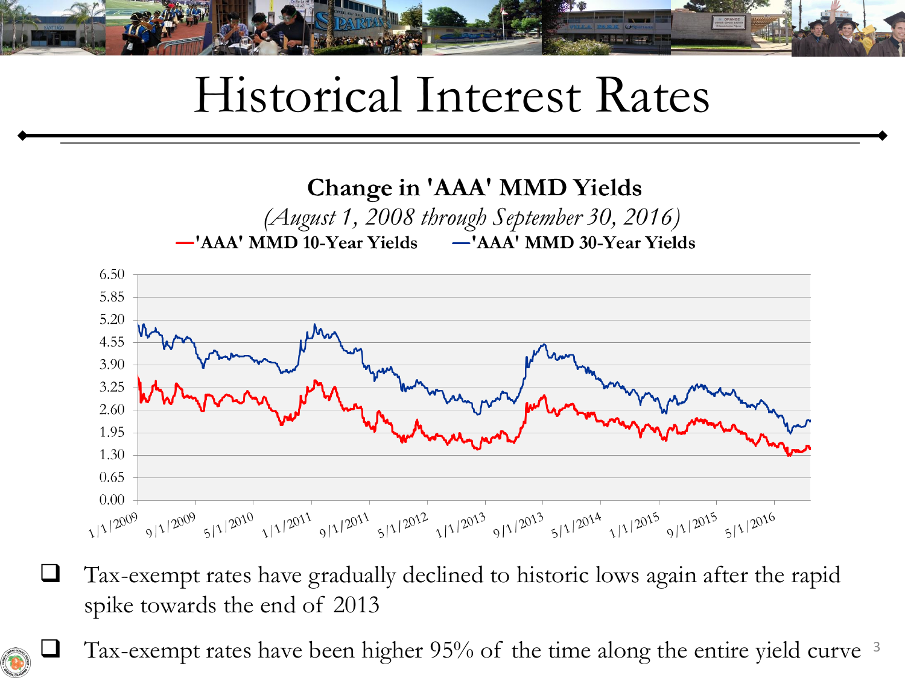# Historical Interest Rates

**Change in 'AAA' MMD Yields**

*(August 1, 2008 through September 30, 2016)*

**—'AAA' MMD 10-Year Yields** **—'AAA' MMD 30-Year Yields**

- Tax-exempt rates have gradually declined to historic lows again after the rapid spike towards the end of 2013
- Tax-exempt rates have been higher 95% of the time along the entire yield curve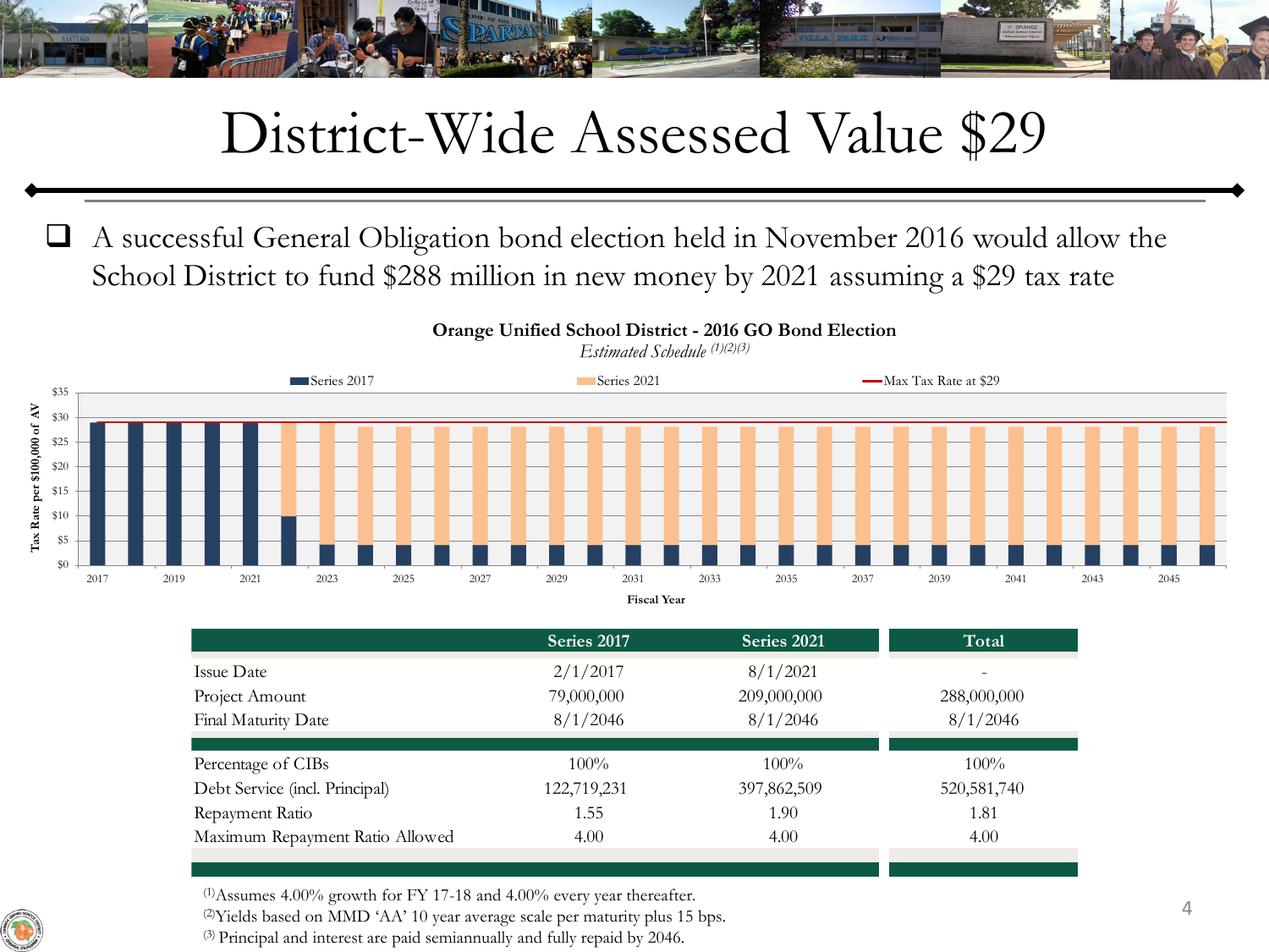# District-Wide Assessed Value $29

- A successful General Obligation bond election held in November 2016 would allow the School District to fund $288 million in new money by 2021 assuming a $29 tax rate

**Orange Unified School District - 2016 GO Bond Election**

*Estimated Schedule* [(1)(2)(3)]

| | Series 2017 | Series 2021 | Total |
|---|---|---|---|
| Issue Date | 2/1/2017 | 8/1/2021 | - |
| Project Amount | 79,000,000 | 209,000,000 | 288,000,000 |
| Final Maturity Date | 8/1/2046 | 8/1/2046 | 8/1/2046 |
| Percentage of CIBs | 100% | 100% | 100% |
| Debt Service (incl. Principal) | 122,719,231 | 397,862,509 | 520,581,740 |
| Repayment Ratio | 1.55 | 1.90 | 1.81 |
| Maximum Repayment Ratio Allowed | 4.00 | 4.00 | 4.00 |

[(1)]Assumes 4.00% growth for FY 17-18 and 4.00% every year thereafter.
[(2)]Yields based on MMD 'AA' 10 year average scale per maturity plus 15 bps.
[(3)] Principal and interest are paid semiannually and fully repaid by 2046.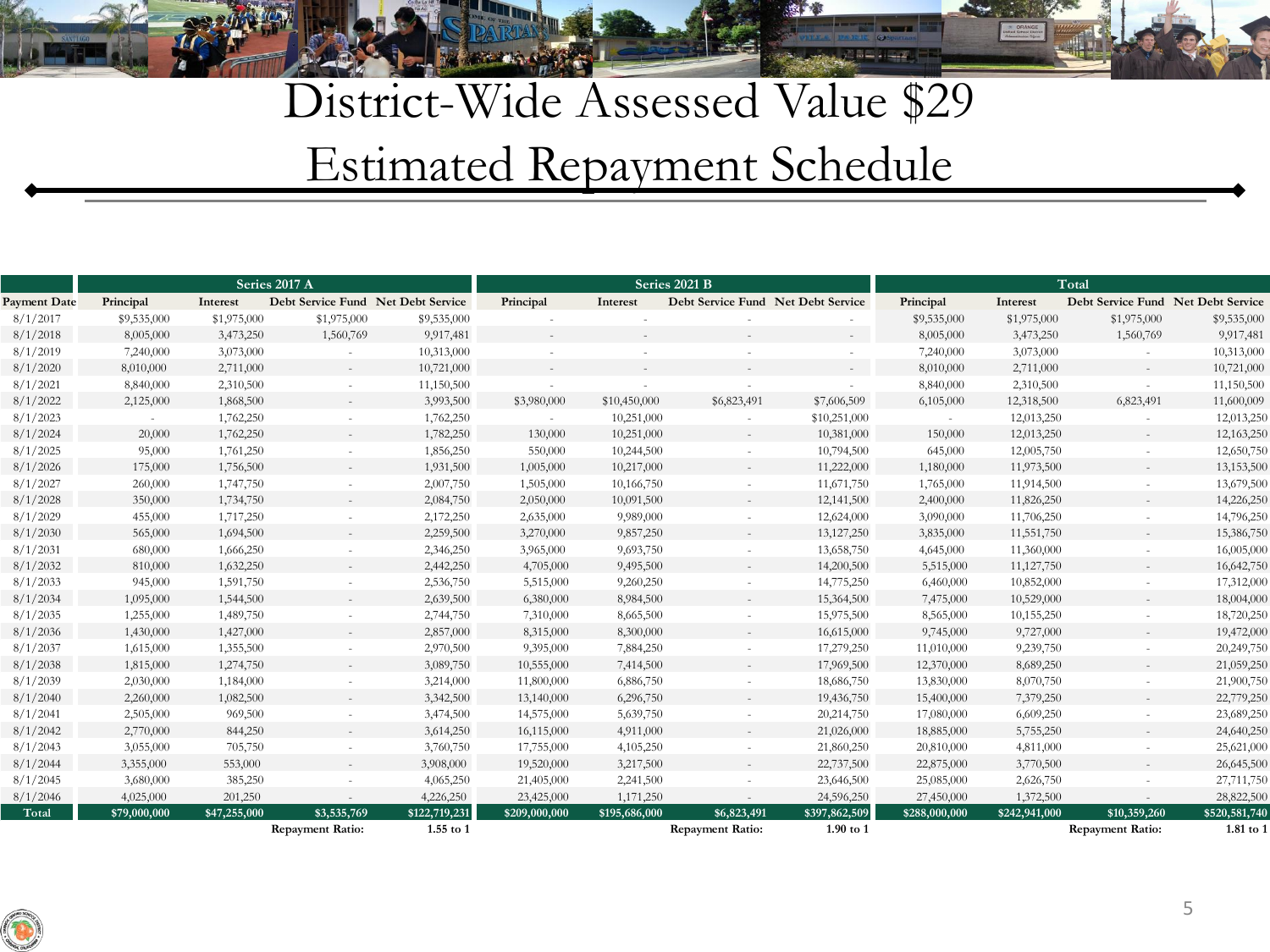# District-Wide Assessed Value $29

# Estimated Repayment Schedule

| | Series 2017 A | | | | Series 2021 B | | | | Total | | | |
|---|---|---|---|---|---|---|---|---|---|---|---|---|
| Payment Date | Principal | Interest | Debt Service Fund | Net Debt Service | Principal | Interest | Debt Service Fund | Net Debt Service | Principal | Interest | Debt Service Fund | Net Debt Service |
| 8/1/2017 | $9,535,000 | $1,975,000 | $1,975,000 | $9,535,000 | - | - | - | - | $9,535,000 | $1,975,000 | $1,975,000 | $9,535,000 |
| 8/1/2018 | 8,005,000 | 3,473,250 | 1,560,769 | 9,917,481 | - | - | - | - | 8,005,000 | 3,473,250 | 1,560,769 | 9,917,481 |
| 8/1/2019 | 7,240,000 | 3,073,000 | - | 10,313,000 | - | - | - | - | 7,240,000 | 3,073,000 | - | 10,313,000 |
| 8/1/2020 | 8,010,000 | 2,711,000 | - | 10,721,000 | - | - | - | - | 8,010,000 | 2,711,000 | - | 10,721,000 |
| 8/1/2021 | 8,840,000 | 2,310,500 | - | 11,150,500 | - | - | - | - | 8,840,000 | 2,310,500 | - | 11,150,500 |
| 8/1/2022 | 2,125,000 | 1,868,500 | - | 3,993,500 | $3,980,000 | $10,450,000 | $6,823,491 | $7,606,509 | 6,105,000 | 12,318,500 | 6,823,491 | 11,600,009 |
| 8/1/2023 | - | 1,762,250 | - | 1,762,250 | - | 10,251,000 | - | $10,251,000 | - | 12,013,250 | - | 12,013,250 |
| 8/1/2024 | 20,000 | 1,762,250 | - | 1,782,250 | 130,000 | 10,251,000 | - | 10,381,000 | 150,000 | 12,013,250 | - | 12,163,250 |
| 8/1/2025 | 95,000 | 1,761,250 | - | 1,856,250 | 550,000 | 10,244,500 | - | 10,794,500 | 645,000 | 12,005,750 | - | 12,650,750 |
| 8/1/2026 | 175,000 | 1,756,500 | - | 1,931,500 | 1,005,000 | 10,217,000 | - | 11,222,000 | 1,180,000 | 11,973,500 | - | 13,153,500 |
| 8/1/2027 | 260,000 | 1,747,750 | - | 2,007,750 | 1,505,000 | 10,166,750 | - | 11,671,750 | 1,765,000 | 11,914,500 | - | 13,679,500 |
| 8/1/2028 | 350,000 | 1,734,750 | - | 2,084,750 | 2,050,000 | 10,091,500 | - | 12,141,500 | 2,400,000 | 11,826,250 | - | 14,226,250 |
| 8/1/2029 | 455,000 | 1,717,250 | - | 2,172,250 | 2,635,000 | 9,989,000 | - | 12,624,000 | 3,090,000 | 11,706,250 | - | 14,796,250 |
| 8/1/2030 | 565,000 | 1,694,500 | - | 2,259,500 | 3,270,000 | 9,857,250 | - | 13,127,250 | 3,835,000 | 11,551,750 | - | 15,386,750 |
| 8/1/2031 | 680,000 | 1,666,250 | - | 2,346,250 | 3,965,000 | 9,693,750 | - | 13,658,750 | 4,645,000 | 11,360,000 | - | 16,005,000 |
| 8/1/2032 | 810,000 | 1,632,250 | - | 2,442,250 | 4,705,000 | 9,495,500 | - | 14,200,500 | 5,515,000 | 11,127,750 | - | 16,642,750 |
| 8/1/2033 | 945,000 | 1,591,750 | - | 2,536,750 | 5,515,000 | 9,260,250 | - | 14,775,250 | 6,460,000 | 10,852,000 | - | 17,312,000 |
| 8/1/2034 | 1,095,000 | 1,544,500 | - | 2,639,500 | 6,380,000 | 8,984,500 | - | 15,364,500 | 7,475,000 | 10,529,000 | - | 18,004,000 |
| 8/1/2035 | 1,255,000 | 1,489,750 | - | 2,744,750 | 7,310,000 | 8,665,500 | - | 15,975,500 | 8,565,000 | 10,155,250 | - | 18,720,250 |
| 8/1/2036 | 1,430,000 | 1,427,000 | - | 2,857,000 | 8,315,000 | 8,300,000 | - | 16,615,000 | 9,745,000 | 9,727,000 | - | 19,472,000 |
| 8/1/2037 | 1,615,000 | 1,355,500 | - | 2,970,500 | 9,395,000 | 7,884,250 | - | 17,279,250 | 11,010,000 | 9,239,750 | - | 20,249,750 |
| 8/1/2038 | 1,815,000 | 1,274,750 | - | 3,089,750 | 10,555,000 | 7,414,500 | - | 17,969,500 | 12,370,000 | 8,689,250 | - | 21,059,250 |
| 8/1/2039 | 2,030,000 | 1,184,000 | - | 3,214,000 | 11,800,000 | 6,886,750 | - | 18,686,750 | 13,830,000 | 8,070,750 | - | 21,900,750 |
| 8/1/2040 | 2,260,000 | 1,082,500 | - | 3,342,500 | 13,140,000 | 6,296,750 | - | 19,436,750 | 15,400,000 | 7,379,250 | - | 22,779,250 |
| 8/1/2041 | 2,505,000 | 969,500 | - | 3,474,500 | 14,575,000 | 5,639,750 | - | 20,214,750 | 17,080,000 | 6,609,250 | - | 23,689,250 |
| 8/1/2042 | 2,770,000 | 844,250 | - | 3,614,250 | 16,115,000 | 4,911,000 | - | 21,026,000 | 18,885,000 | 5,755,250 | - | 24,640,250 |
| 8/1/2043 | 3,055,000 | 705,750 | - | 3,760,750 | 17,755,000 | 4,105,250 | - | 21,860,250 | 20,810,000 | 4,811,000 | - | 25,621,000 |
| 8/1/2044 | 3,355,000 | 553,000 | - | 3,908,000 | 19,520,000 | 3,217,500 | - | 22,737,500 | 22,875,000 | 3,770,500 | - | 26,645,500 |
| 8/1/2045 | 3,680,000 | 385,250 | - | 4,065,250 | 21,405,000 | 2,241,500 | - | 23,646,500 | 25,085,000 | 2,626,750 | - | 27,711,750 |
| 8/1/2046 | 4,025,000 | 201,250 | - | 4,226,250 | 23,425,000 | 1,171,250 | - | 24,596,250 | 27,450,000 | 1,372,500 | - | 28,822,500 |
| Total | $79,000,000 | $47,255,000 | $3,535,769 | $122,719,231 | $209,000,000 | $195,686,000 | $6,823,491 | $397,862,509 | $288,000,000 | $242,941,000 | $10,359,260 | $520,581,740 |
| | | | Repayment Ratio: | 1.55 to 1 | | | Repayment Ratio: | 1.90 to 1 | | | Repayment Ratio: | 1.81 to 1 |